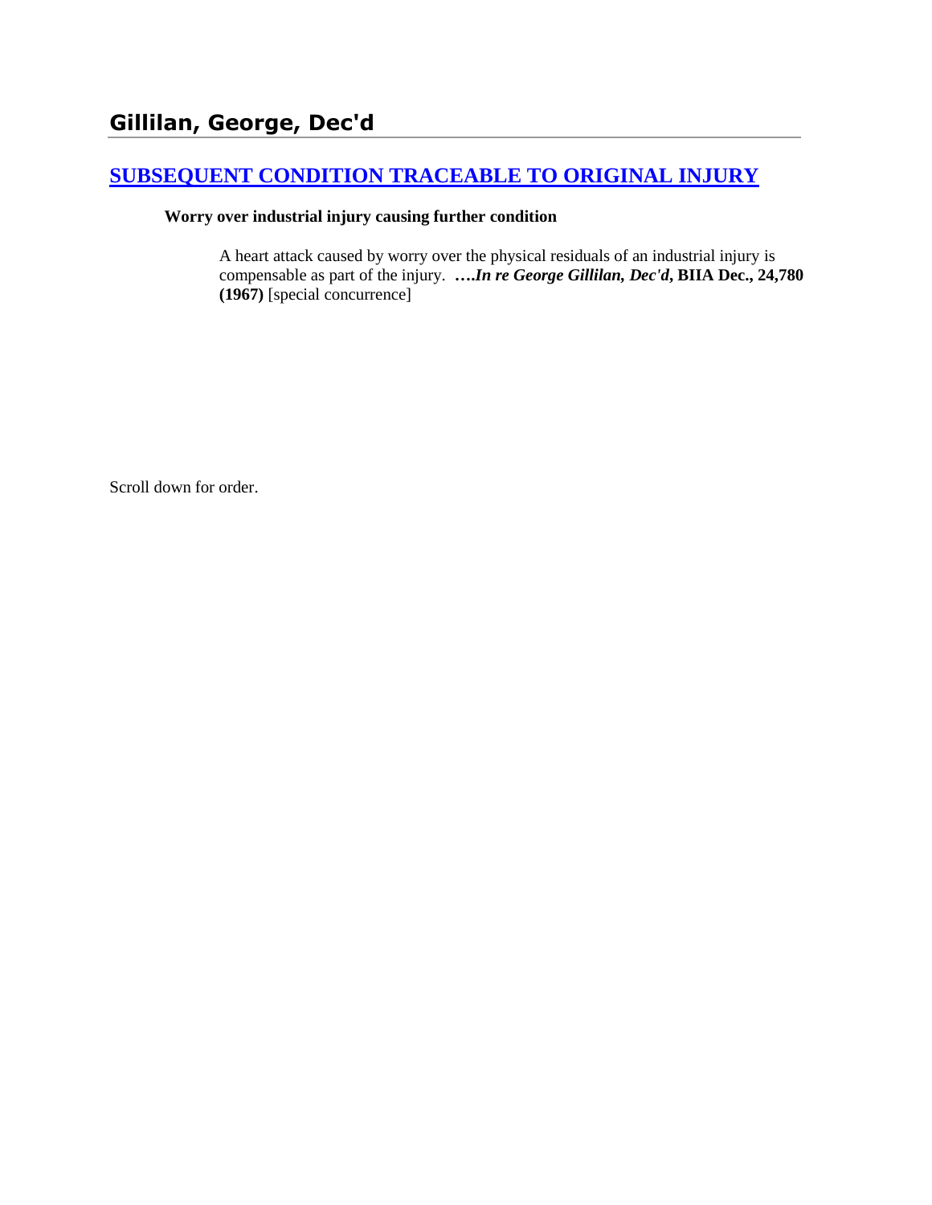## Gillilan, George, Dec'd

### SUBSEQUENT CONDITION TRACEABLE TO ORIGINAL INJURY

**Worry over industrial injury causing further condition**

> A heart attack caused by worry over the physical residuals of an industrial injury is compensable as part of the injury. ***….In re George Gillilan, Dec'd*, BIIA Dec., 24,780 (1967)** [special concurrence]

Scroll down for order.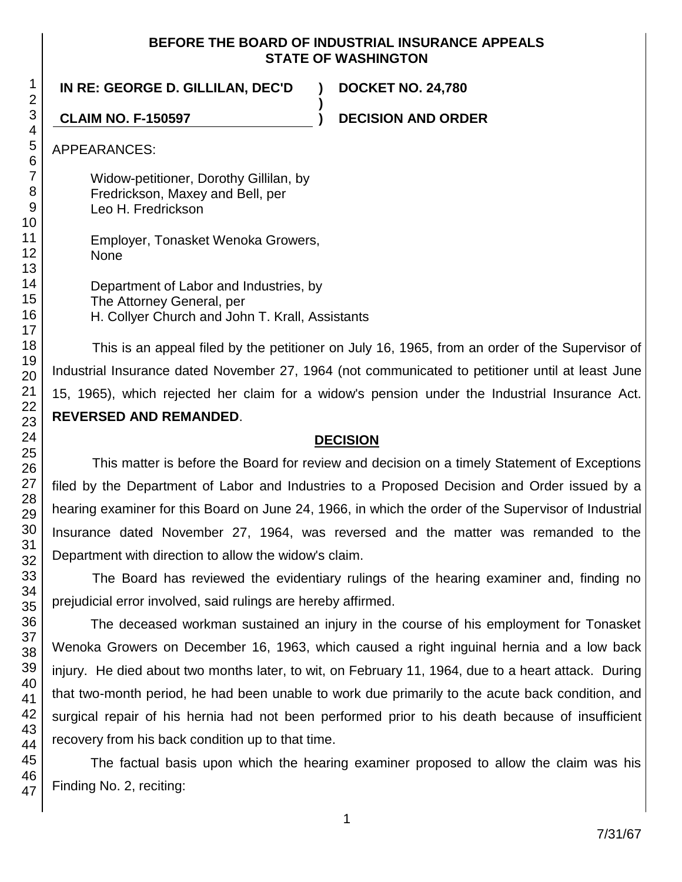**BEFORE THE BOARD OF INDUSTRIAL INSURANCE APPEALS**
**STATE OF WASHINGTON**

**IN RE: GEORGE D. GILLILAN, DEC'D ) DOCKET NO. 24,780**
**)**
**CLAIM NO. F-150597 ) DECISION AND ORDER**

APPEARANCES:

Widow-petitioner, Dorothy Gillilan, by
Fredrickson, Maxey and Bell, per
Leo H. Fredrickson

Employer, Tonasket Wenoka Growers,
None

Department of Labor and Industries, by
The Attorney General, per
H. Collyer Church and John T. Krall, Assistants

This is an appeal filed by the petitioner on July 16, 1965, from an order of the Supervisor of Industrial Insurance dated November 27, 1964 (not communicated to petitioner until at least June 15, 1965), which rejected her claim for a widow's pension under the Industrial Insurance Act. **REVERSED AND REMANDED**.

## DECISION

This matter is before the Board for review and decision on a timely Statement of Exceptions filed by the Department of Labor and Industries to a Proposed Decision and Order issued by a hearing examiner for this Board on June 24, 1966, in which the order of the Supervisor of Industrial Insurance dated November 27, 1964, was reversed and the matter was remanded to the Department with direction to allow the widow's claim.

The Board has reviewed the evidentiary rulings of the hearing examiner and, finding no prejudicial error involved, said rulings are hereby affirmed.

The deceased workman sustained an injury in the course of his employment for Tonasket Wenoka Growers on December 16, 1963, which caused a right inguinal hernia and a low back injury. He died about two months later, to wit, on February 11, 1964, due to a heart attack. During that two-month period, he had been unable to work due primarily to the acute back condition, and surgical repair of his hernia had not been performed prior to his death because of insufficient recovery from his back condition up to that time.

The factual basis upon which the hearing examiner proposed to allow the claim was his Finding No. 2, reciting: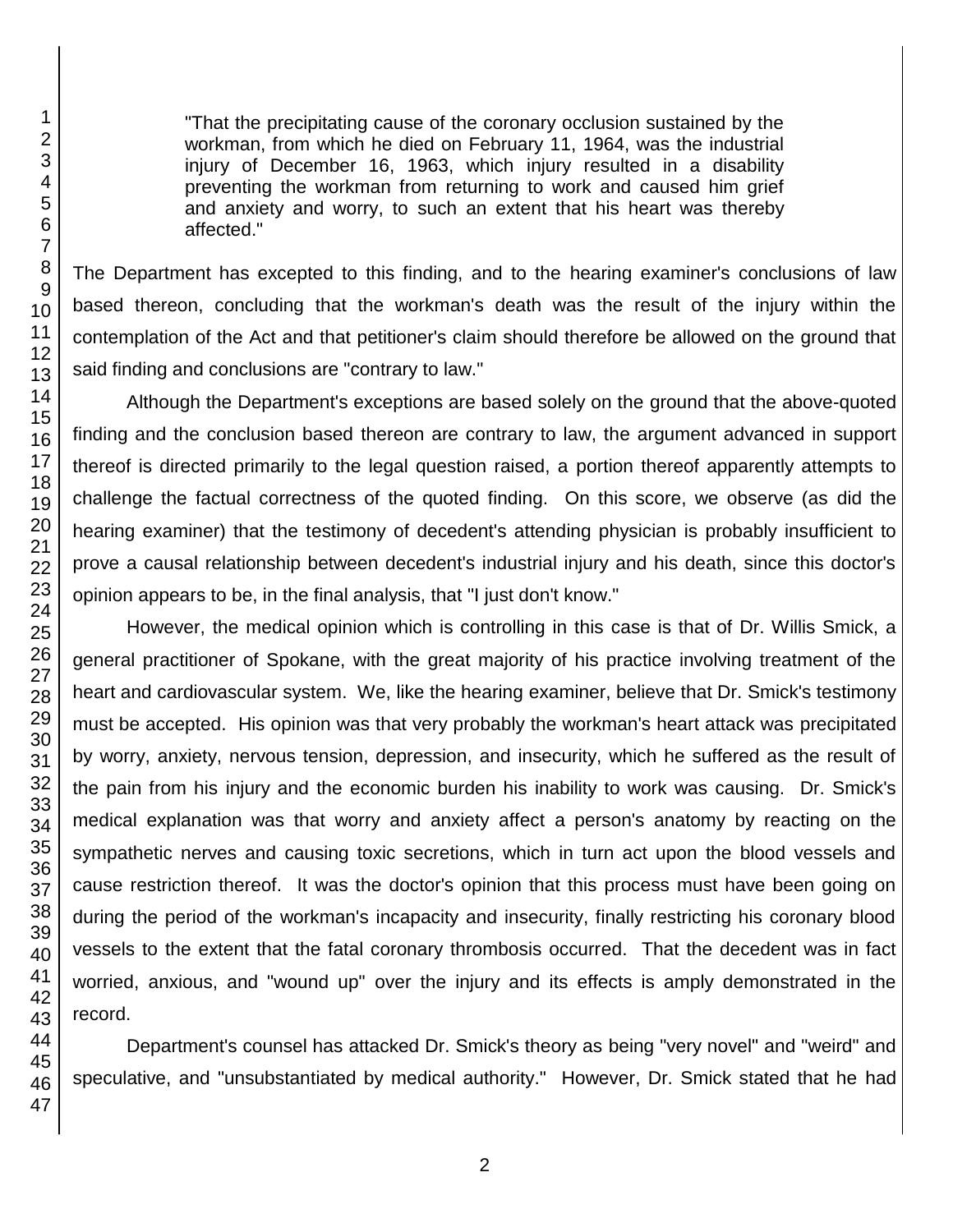> "That the precipitating cause of the coronary occlusion sustained by the workman, from which he died on February 11, 1964, was the industrial injury of December 16, 1963, which injury resulted in a disability preventing the workman from returning to work and caused him grief and anxiety and worry, to such an extent that his heart was thereby affected."

The Department has excepted to this finding, and to the hearing examiner's conclusions of law based thereon, concluding that the workman's death was the result of the injury within the contemplation of the Act and that petitioner's claim should therefore be allowed on the ground that said finding and conclusions are "contrary to law."

Although the Department's exceptions are based solely on the ground that the above-quoted finding and the conclusion based thereon are contrary to law, the argument advanced in support thereof is directed primarily to the legal question raised, a portion thereof apparently attempts to challenge the factual correctness of the quoted finding. On this score, we observe (as did the hearing examiner) that the testimony of decedent's attending physician is probably insufficient to prove a causal relationship between decedent's industrial injury and his death, since this doctor's opinion appears to be, in the final analysis, that "I just don't know."

However, the medical opinion which is controlling in this case is that of Dr. Willis Smick, a general practitioner of Spokane, with the great majority of his practice involving treatment of the heart and cardiovascular system. We, like the hearing examiner, believe that Dr. Smick's testimony must be accepted. His opinion was that very probably the workman's heart attack was precipitated by worry, anxiety, nervous tension, depression, and insecurity, which he suffered as the result of the pain from his injury and the economic burden his inability to work was causing. Dr. Smick's medical explanation was that worry and anxiety affect a person's anatomy by reacting on the sympathetic nerves and causing toxic secretions, which in turn act upon the blood vessels and cause restriction thereof. It was the doctor's opinion that this process must have been going on during the period of the workman's incapacity and insecurity, finally restricting his coronary blood vessels to the extent that the fatal coronary thrombosis occurred. That the decedent was in fact worried, anxious, and "wound up" over the injury and its effects is amply demonstrated in the record.

Department's counsel has attacked Dr. Smick's theory as being "very novel" and "weird" and speculative, and "unsubstantiated by medical authority." However, Dr. Smick stated that he had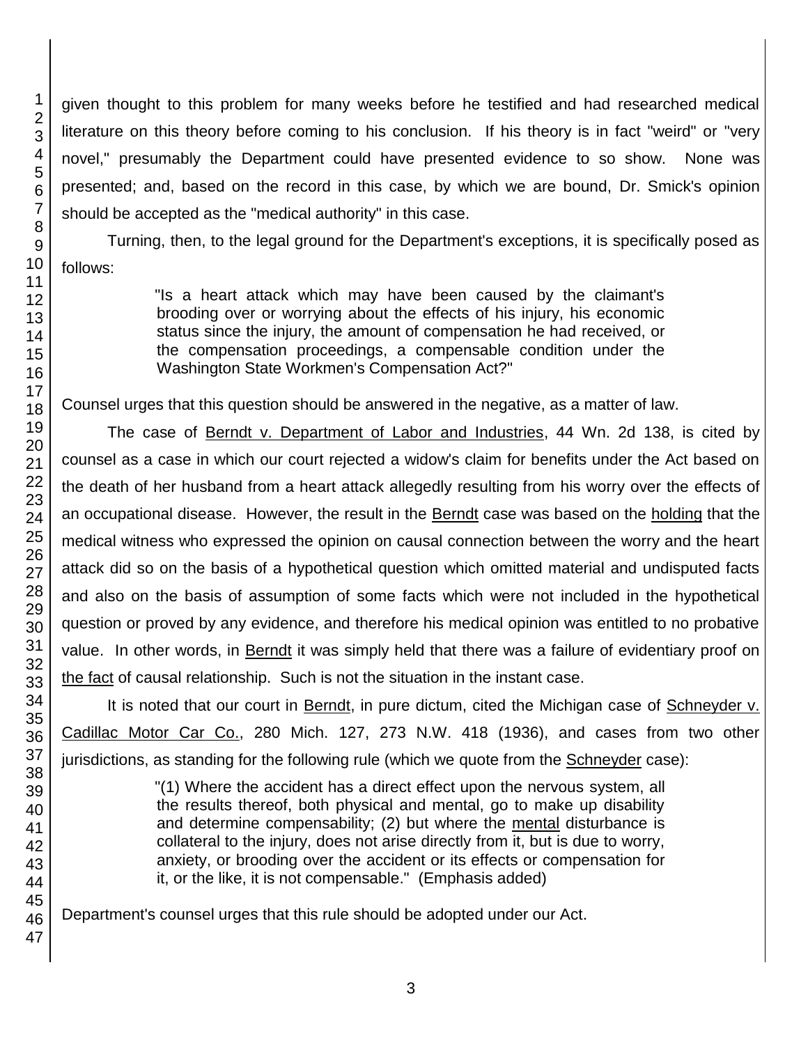given thought to this problem for many weeks before he testified and had researched medical literature on this theory before coming to his conclusion. If his theory is in fact "weird" or "very novel," presumably the Department could have presented evidence to so show. None was presented; and, based on the record in this case, by which we are bound, Dr. Smick's opinion should be accepted as the "medical authority" in this case.

Turning, then, to the legal ground for the Department's exceptions, it is specifically posed as follows:

> "Is a heart attack which may have been caused by the claimant's brooding over or worrying about the effects of his injury, his economic status since the injury, the amount of compensation he had received, or the compensation proceedings, a compensable condition under the Washington State Workmen's Compensation Act?"

Counsel urges that this question should be answered in the negative, as a matter of law.

The case of Berndt v. Department of Labor and Industries, 44 Wn. 2d 138, is cited by counsel as a case in which our court rejected a widow's claim for benefits under the Act based on the death of her husband from a heart attack allegedly resulting from his worry over the effects of an occupational disease. However, the result in the Berndt case was based on the holding that the medical witness who expressed the opinion on causal connection between the worry and the heart attack did so on the basis of a hypothetical question which omitted material and undisputed facts and also on the basis of assumption of some facts which were not included in the hypothetical question or proved by any evidence, and therefore his medical opinion was entitled to no probative value. In other words, in Berndt it was simply held that there was a failure of evidentiary proof on the fact of causal relationship. Such is not the situation in the instant case.

It is noted that our court in Berndt, in pure dictum, cited the Michigan case of Schneyder v. Cadillac Motor Car Co., 280 Mich. 127, 273 N.W. 418 (1936), and cases from two other jurisdictions, as standing for the following rule (which we quote from the Schneyder case):

> "(1) Where the accident has a direct effect upon the nervous system, all the results thereof, both physical and mental, go to make up disability and determine compensability; (2) but where the mental disturbance is collateral to the injury, does not arise directly from it, but is due to worry, anxiety, or brooding over the accident or its effects or compensation for it, or the like, it is not compensable." (Emphasis added)

Department's counsel urges that this rule should be adopted under our Act.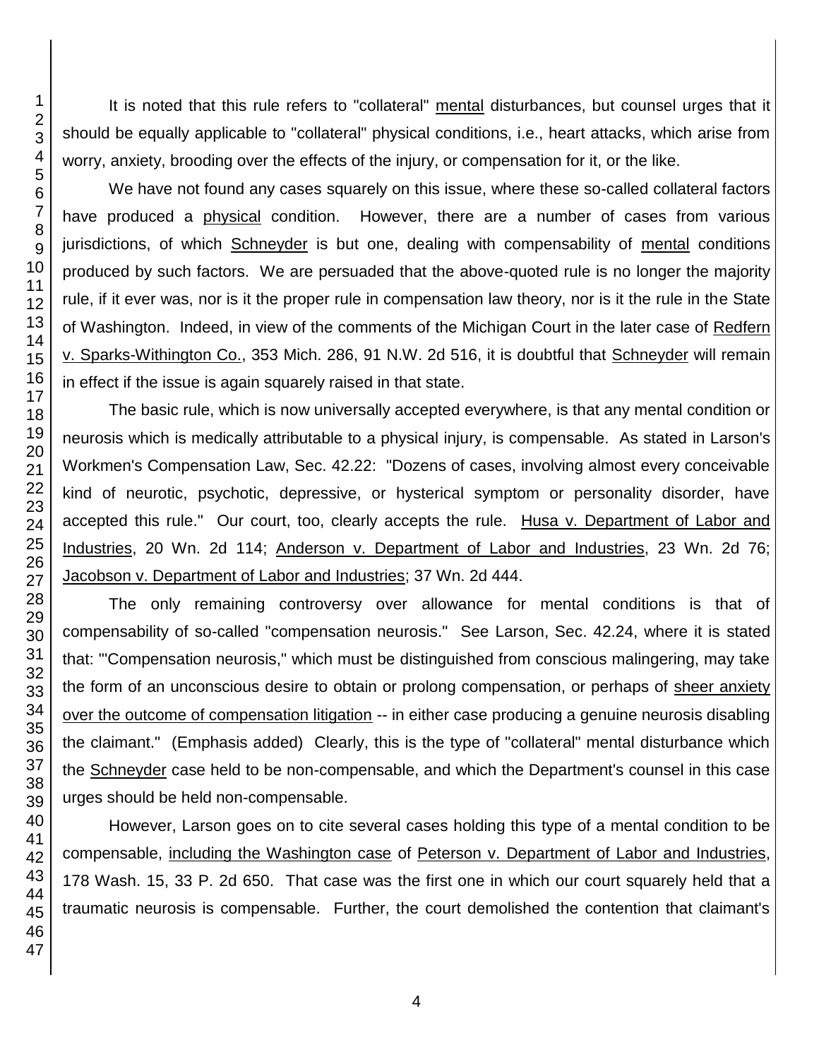It is noted that this rule refers to "collateral" mental disturbances, but counsel urges that it should be equally applicable to "collateral" physical conditions, i.e., heart attacks, which arise from worry, anxiety, brooding over the effects of the injury, or compensation for it, or the like.

We have not found any cases squarely on this issue, where these so-called collateral factors have produced a physical condition. However, there are a number of cases from various jurisdictions, of which Schneyder is but one, dealing with compensability of mental conditions produced by such factors. We are persuaded that the above-quoted rule is no longer the majority rule, if it ever was, nor is it the proper rule in compensation law theory, nor is it the rule in the State of Washington. Indeed, in view of the comments of the Michigan Court in the later case of Redfern v. Sparks-Withington Co., 353 Mich. 286, 91 N.W. 2d 516, it is doubtful that Schneyder will remain in effect if the issue is again squarely raised in that state.

The basic rule, which is now universally accepted everywhere, is that any mental condition or neurosis which is medically attributable to a physical injury, is compensable. As stated in Larson's Workmen's Compensation Law, Sec. 42.22: "Dozens of cases, involving almost every conceivable kind of neurotic, psychotic, depressive, or hysterical symptom or personality disorder, have accepted this rule." Our court, too, clearly accepts the rule. Husa v. Department of Labor and Industries, 20 Wn. 2d 114; Anderson v. Department of Labor and Industries, 23 Wn. 2d 76; Jacobson v. Department of Labor and Industries; 37 Wn. 2d 444.

The only remaining controversy over allowance for mental conditions is that of compensability of so-called "compensation neurosis." See Larson, Sec. 42.24, where it is stated that: "'Compensation neurosis,' which must be distinguished from conscious malingering, may take the form of an unconscious desire to obtain or prolong compensation, or perhaps of sheer anxiety over the outcome of compensation litigation -- in either case producing a genuine neurosis disabling the claimant." (Emphasis added) Clearly, this is the type of "collateral" mental disturbance which the Schneyder case held to be non-compensable, and which the Department's counsel in this case urges should be held non-compensable.

However, Larson goes on to cite several cases holding this type of a mental condition to be compensable, including the Washington case of Peterson v. Department of Labor and Industries, 178 Wash. 15, 33 P. 2d 650. That case was the first one in which our court squarely held that a traumatic neurosis is compensable. Further, the court demolished the contention that claimant's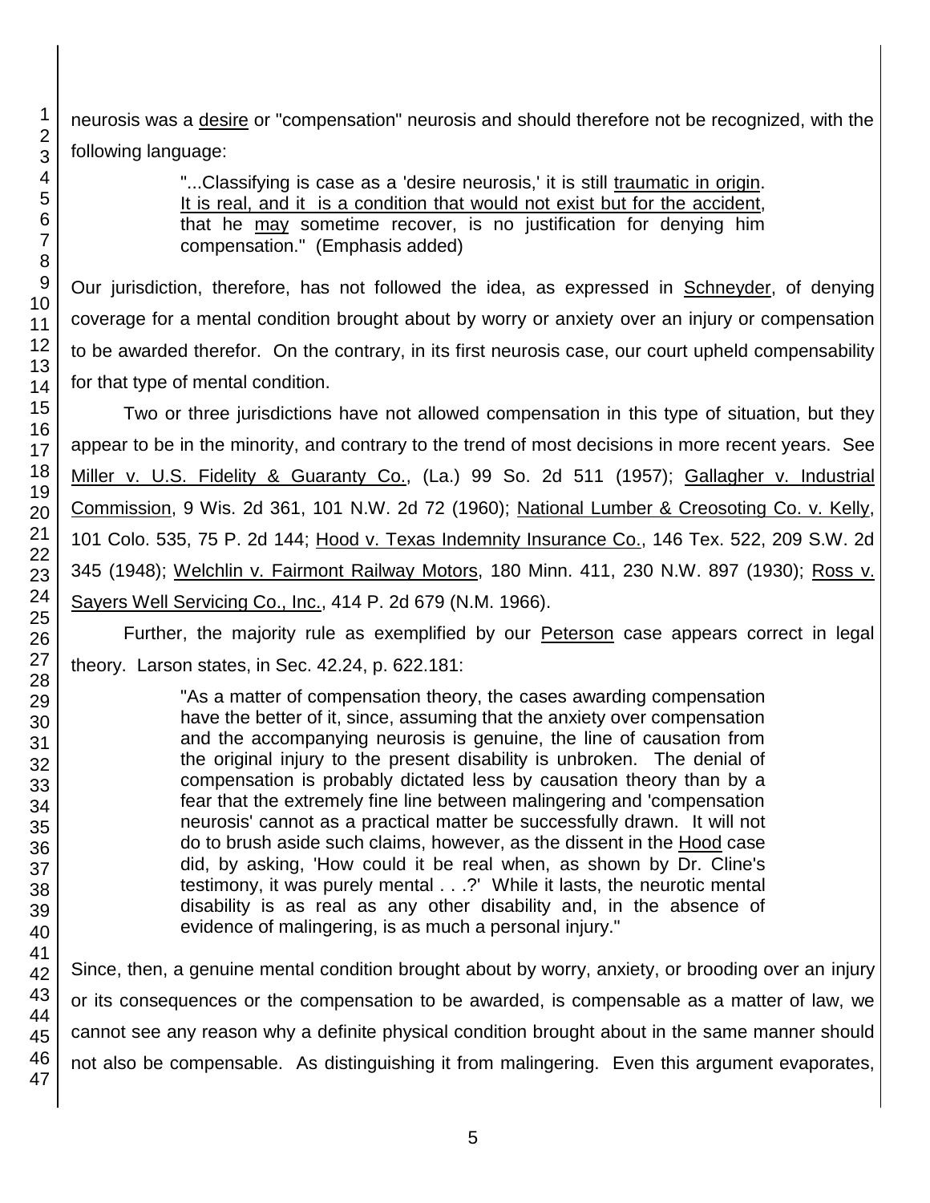neurosis was a desire or "compensation" neurosis and should therefore not be recognized, with the following language:

> "...Classifying is case as a 'desire neurosis,' it is still traumatic in origin. It is real, and it is a condition that would not exist but for the accident, that he may sometime recover, is no justification for denying him compensation." (Emphasis added)

Our jurisdiction, therefore, has not followed the idea, as expressed in Schneyder, of denying coverage for a mental condition brought about by worry or anxiety over an injury or compensation to be awarded therefor. On the contrary, in its first neurosis case, our court upheld compensability for that type of mental condition.

Two or three jurisdictions have not allowed compensation in this type of situation, but they appear to be in the minority, and contrary to the trend of most decisions in more recent years. See Miller v. U.S. Fidelity & Guaranty Co., (La.) 99 So. 2d 511 (1957); Gallagher v. Industrial Commission, 9 Wis. 2d 361, 101 N.W. 2d 72 (1960); National Lumber & Creosoting Co. v. Kelly, 101 Colo. 535, 75 P. 2d 144; Hood v. Texas Indemnity Insurance Co., 146 Tex. 522, 209 S.W. 2d 345 (1948); Welchlin v. Fairmont Railway Motors, 180 Minn. 411, 230 N.W. 897 (1930); Ross v. Sayers Well Servicing Co., Inc., 414 P. 2d 679 (N.M. 1966).

Further, the majority rule as exemplified by our Peterson case appears correct in legal theory. Larson states, in Sec. 42.24, p. 622.181:

> "As a matter of compensation theory, the cases awarding compensation have the better of it, since, assuming that the anxiety over compensation and the accompanying neurosis is genuine, the line of causation from the original injury to the present disability is unbroken. The denial of compensation is probably dictated less by causation theory than by a fear that the extremely fine line between malingering and 'compensation neurosis' cannot as a practical matter be successfully drawn. It will not do to brush aside such claims, however, as the dissent in the Hood case did, by asking, 'How could it be real when, as shown by Dr. Cline's testimony, it was purely mental . . .?' While it lasts, the neurotic mental disability is as real as any other disability and, in the absence of evidence of malingering, is as much a personal injury."

Since, then, a genuine mental condition brought about by worry, anxiety, or brooding over an injury or its consequences or the compensation to be awarded, is compensable as a matter of law, we cannot see any reason why a definite physical condition brought about in the same manner should not also be compensable. As distinguishing it from malingering. Even this argument evaporates,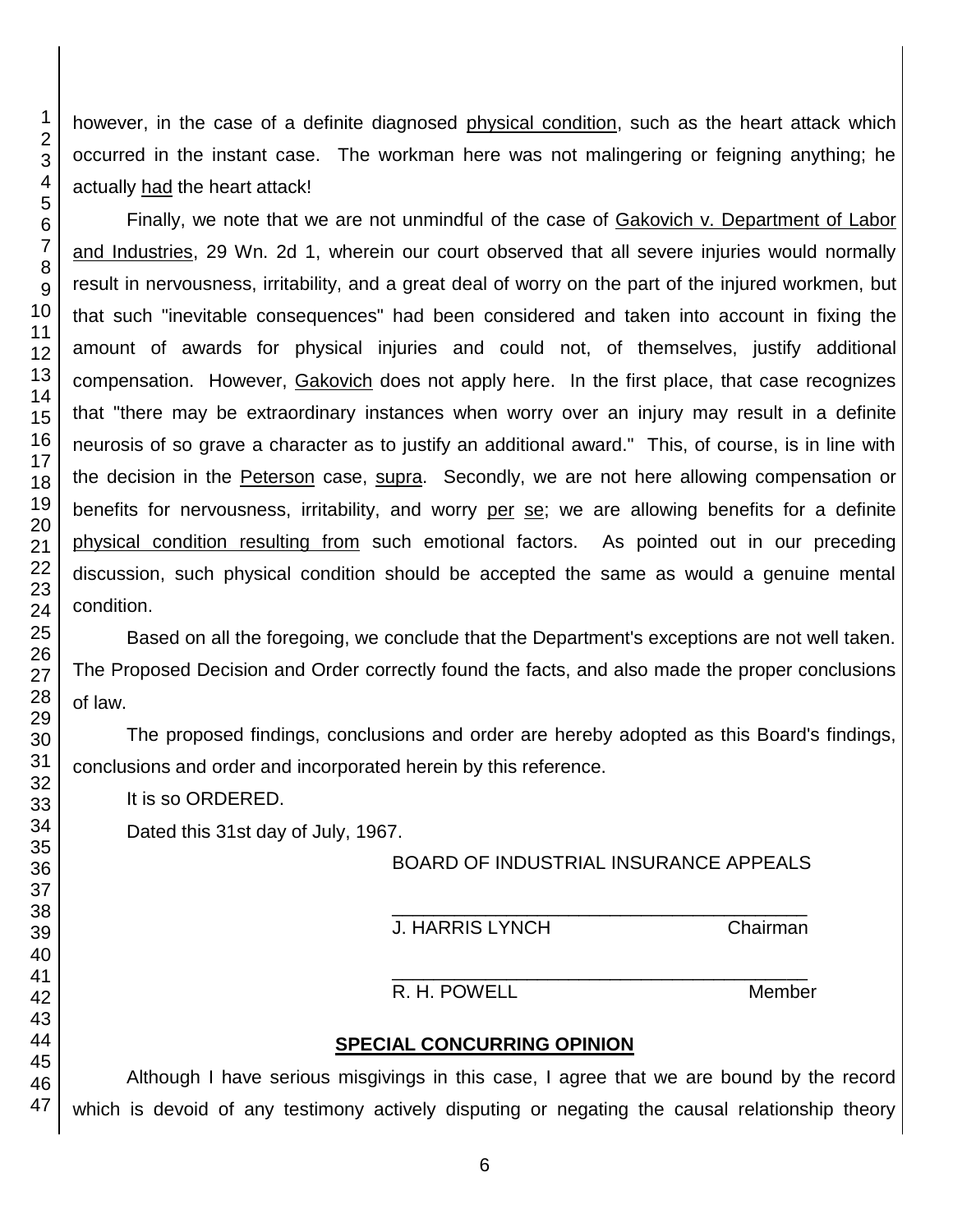however, in the case of a definite diagnosed physical condition, such as the heart attack which occurred in the instant case. The workman here was not malingering or feigning anything; he actually had the heart attack!

Finally, we note that we are not unmindful of the case of Gakovich v. Department of Labor and Industries, 29 Wn. 2d 1, wherein our court observed that all severe injuries would normally result in nervousness, irritability, and a great deal of worry on the part of the injured workmen, but that such "inevitable consequences" had been considered and taken into account in fixing the amount of awards for physical injuries and could not, of themselves, justify additional compensation. However, Gakovich does not apply here. In the first place, that case recognizes that "there may be extraordinary instances when worry over an injury may result in a definite neurosis of so grave a character as to justify an additional award." This, of course, is in line with the decision in the Peterson case, supra. Secondly, we are not here allowing compensation or benefits for nervousness, irritability, and worry per se; we are allowing benefits for a definite physical condition resulting from such emotional factors. As pointed out in our preceding discussion, such physical condition should be accepted the same as would a genuine mental condition.

Based on all the foregoing, we conclude that the Department's exceptions are not well taken. The Proposed Decision and Order correctly found the facts, and also made the proper conclusions of law.

The proposed findings, conclusions and order are hereby adopted as this Board's findings, conclusions and order and incorporated herein by this reference.

It is so ORDERED.

Dated this 31st day of July, 1967.

BOARD OF INDUSTRIAL INSURANCE APPEALS

\_\_\_\_\_\_\_\_\_\_\_\_\_\_\_\_\_\_\_\_\_\_\_\_\_\_\_\_\_\_\_\_\_\_\_\_\_\_\_\_
J. HARRIS LYNCH Chairman

\_\_\_\_\_\_\_\_\_\_\_\_\_\_\_\_\_\_\_\_\_\_\_\_\_\_\_\_\_\_\_\_\_\_\_\_\_\_\_\_
R. H. POWELL Member

## SPECIAL CONCURRING OPINION

Although I have serious misgivings in this case, I agree that we are bound by the record which is devoid of any testimony actively disputing or negating the causal relationship theory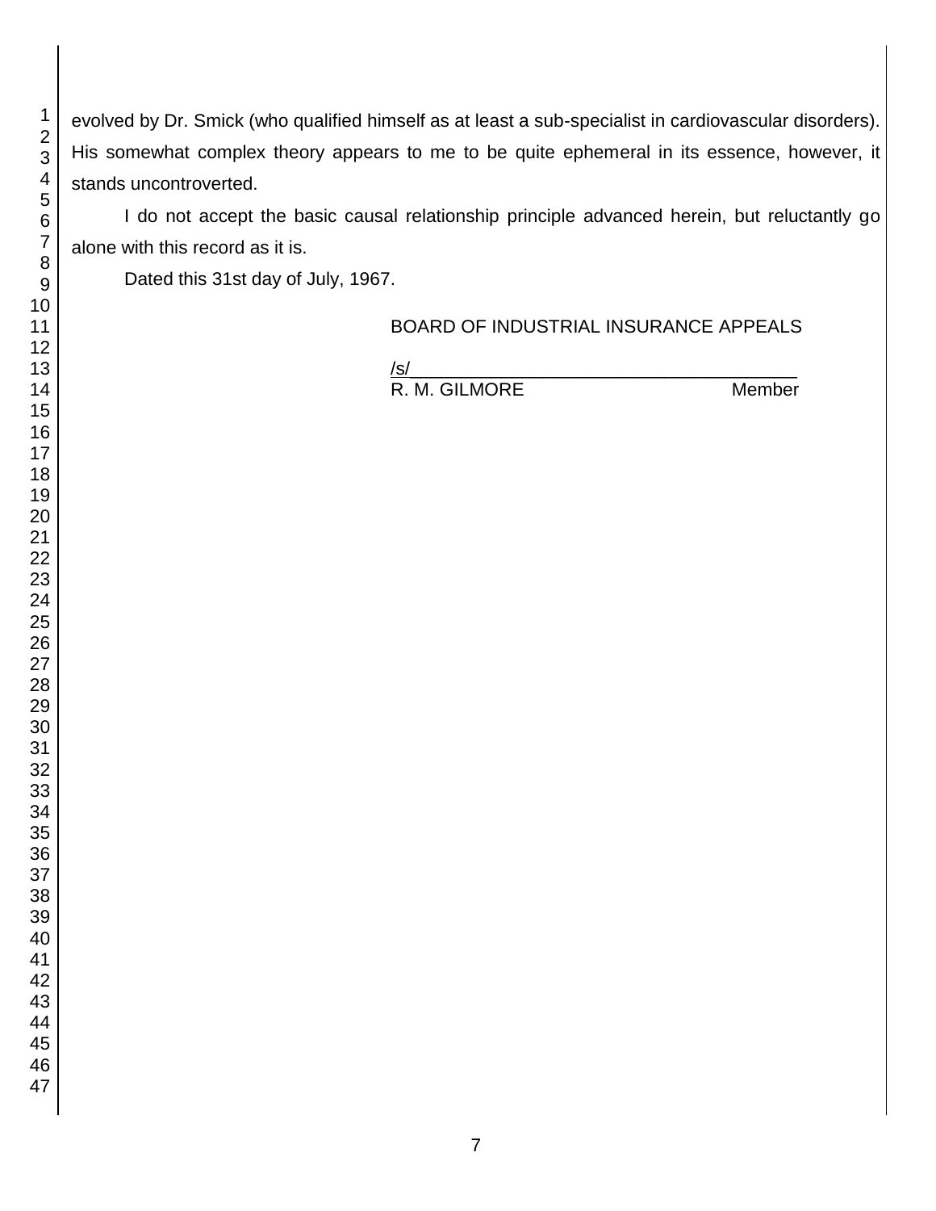evolved by Dr. Smick (who qualified himself as at least a sub-specialist in cardiovascular disorders). His somewhat complex theory appears to me to be quite ephemeral in its essence, however, it stands uncontroverted.

I do not accept the basic causal relationship principle advanced herein, but reluctantly go alone with this record as it is.

Dated this 31st day of July, 1967.

BOARD OF INDUSTRIAL INSURANCE APPEALS

/s/______________________________________

R. M. GILMORE Member